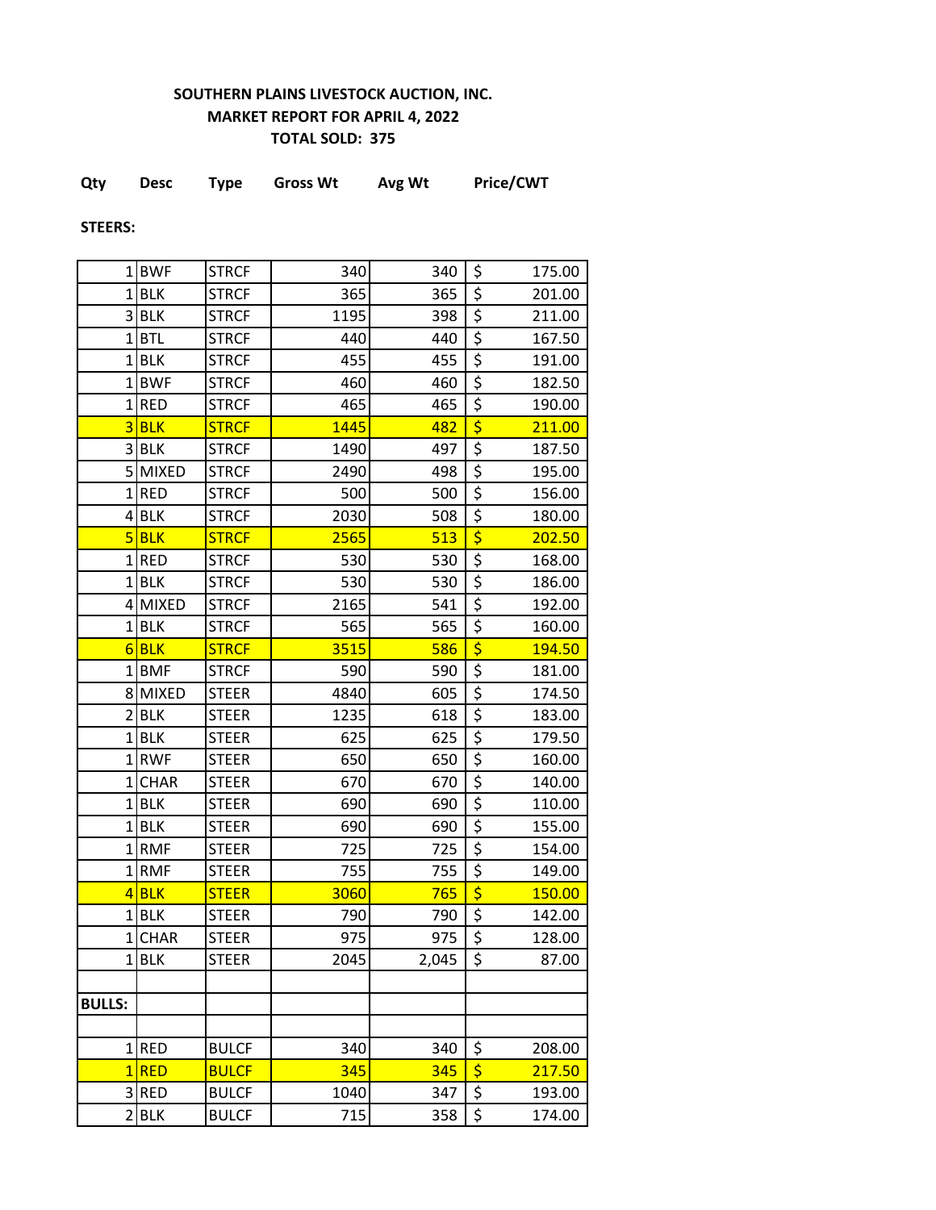**SOUTHERN PLAINS LIVESTOCK AUCTION, INC.**
**MARKET REPORT FOR APRIL 4, 2022**
**TOTAL SOLD: 375**

**STEERS:**

| Qty | Desc | Type | Gross Wt | Avg Wt | Price/CWT |
|---|---|---|---|---|---|
| 1 | BWF | STRCF | 340 | 340 | $ 175.00 |
| 1 | BLK | STRCF | 365 | 365 | $ 201.00 |
| 3 | BLK | STRCF | 1195 | 398 | $ 211.00 |
| 1 | BTL | STRCF | 440 | 440 | $ 167.50 |
| 1 | BLK | STRCF | 455 | 455 | $ 191.00 |
| 1 | BWF | STRCF | 460 | 460 | $ 182.50 |
| 1 | RED | STRCF | 465 | 465 | $ 190.00 |
| 3 | BLK | STRCF | 1445 | 482 | $ 211.00 |
| 3 | BLK | STRCF | 1490 | 497 | $ 187.50 |
| 5 | MIXED | STRCF | 2490 | 498 | $ 195.00 |
| 1 | RED | STRCF | 500 | 500 | $ 156.00 |
| 4 | BLK | STRCF | 2030 | 508 | $ 180.00 |
| 5 | BLK | STRCF | 2565 | 513 | $ 202.50 |
| 1 | RED | STRCF | 530 | 530 | $ 168.00 |
| 1 | BLK | STRCF | 530 | 530 | $ 186.00 |
| 4 | MIXED | STRCF | 2165 | 541 | $ 192.00 |
| 1 | BLK | STRCF | 565 | 565 | $ 160.00 |
| 6 | BLK | STRCF | 3515 | 586 | $ 194.50 |
| 1 | BMF | STRCF | 590 | 590 | $ 181.00 |
| 8 | MIXED | STEER | 4840 | 605 | $ 174.50 |
| 2 | BLK | STEER | 1235 | 618 | $ 183.00 |
| 1 | BLK | STEER | 625 | 625 | $ 179.50 |
| 1 | RWF | STEER | 650 | 650 | $ 160.00 |
| 1 | CHAR | STEER | 670 | 670 | $ 140.00 |
| 1 | BLK | STEER | 690 | 690 | $ 110.00 |
| 1 | BLK | STEER | 690 | 690 | $ 155.00 |
| 1 | RMF | STEER | 725 | 725 | $ 154.00 |
| 1 | RMF | STEER | 755 | 755 | $ 149.00 |
| 4 | BLK | STEER | 3060 | 765 | $ 150.00 |
| 1 | BLK | STEER | 790 | 790 | $ 142.00 |
| 1 | CHAR | STEER | 975 | 975 | $ 128.00 |
| 1 | BLK | STEER | 2045 | 2,045 | $ 87.00 |

**BULLS:**

| Qty | Desc | Type | Gross Wt | Avg Wt | Price/CWT |
|---|---|---|---|---|---|
| 1 | RED | BULCF | 340 | 340 | $ 208.00 |
| 1 | RED | BULCF | 345 | 345 | $ 217.50 |
| 3 | RED | BULCF | 1040 | 347 | $ 193.00 |
| 2 | BLK | BULCF | 715 | 358 | $ 174.00 |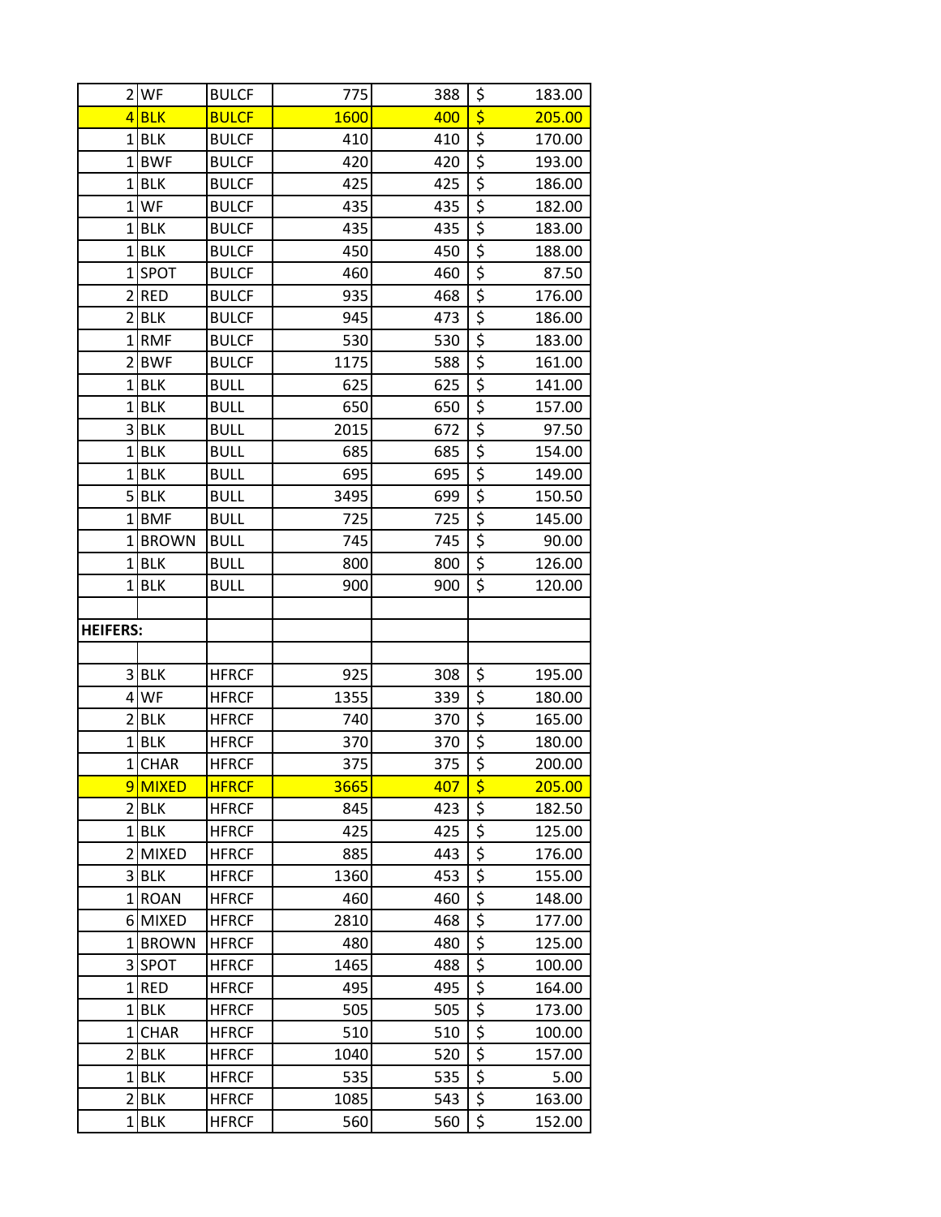| | | | | | |
|---|---|---|---|---|---|
| 2 | WF | BULCF | 775 | 388 | $ 183.00 |
| 4 | BLK | BULCF | 1600 | 400 | $ 205.00 |
| 1 | BLK | BULCF | 410 | 410 | $ 170.00 |
| 1 | BWF | BULCF | 420 | 420 | $ 193.00 |
| 1 | BLK | BULCF | 425 | 425 | $ 186.00 |
| 1 | WF | BULCF | 435 | 435 | $ 182.00 |
| 1 | BLK | BULCF | 435 | 435 | $ 183.00 |
| 1 | BLK | BULCF | 450 | 450 | $ 188.00 |
| 1 | SPOT | BULCF | 460 | 460 | $ 87.50 |
| 2 | RED | BULCF | 935 | 468 | $ 176.00 |
| 2 | BLK | BULCF | 945 | 473 | $ 186.00 |
| 1 | RMF | BULCF | 530 | 530 | $ 183.00 |
| 2 | BWF | BULCF | 1175 | 588 | $ 161.00 |
| 1 | BLK | BULL | 625 | 625 | $ 141.00 |
| 1 | BLK | BULL | 650 | 650 | $ 157.00 |
| 3 | BLK | BULL | 2015 | 672 | $ 97.50 |
| 1 | BLK | BULL | 685 | 685 | $ 154.00 |
| 1 | BLK | BULL | 695 | 695 | $ 149.00 |
| 5 | BLK | BULL | 3495 | 699 | $ 150.50 |
| 1 | BMF | BULL | 725 | 725 | $ 145.00 |
| 1 | BROWN | BULL | 745 | 745 | $ 90.00 |
| 1 | BLK | BULL | 800 | 800 | $ 126.00 |
| 1 | BLK | BULL | 900 | 900 | $ 120.00 |
| | | | | | |
| **HEIFERS:** | | | | | |
| | | | | | |
| 3 | BLK | HFRCF | 925 | 308 | $ 195.00 |
| 4 | WF | HFRCF | 1355 | 339 | $ 180.00 |
| 2 | BLK | HFRCF | 740 | 370 | $ 165.00 |
| 1 | BLK | HFRCF | 370 | 370 | $ 180.00 |
| 1 | CHAR | HFRCF | 375 | 375 | $ 200.00 |
| 9 | MIXED | HFRCF | 3665 | 407 | $ 205.00 |
| 2 | BLK | HFRCF | 845 | 423 | $ 182.50 |
| 1 | BLK | HFRCF | 425 | 425 | $ 125.00 |
| 2 | MIXED | HFRCF | 885 | 443 | $ 176.00 |
| 3 | BLK | HFRCF | 1360 | 453 | $ 155.00 |
| 1 | ROAN | HFRCF | 460 | 460 | $ 148.00 |
| 6 | MIXED | HFRCF | 2810 | 468 | $ 177.00 |
| 1 | BROWN | HFRCF | 480 | 480 | $ 125.00 |
| 3 | SPOT | HFRCF | 1465 | 488 | $ 100.00 |
| 1 | RED | HFRCF | 495 | 495 | $ 164.00 |
| 1 | BLK | HFRCF | 505 | 505 | $ 173.00 |
| 1 | CHAR | HFRCF | 510 | 510 | $ 100.00 |
| 2 | BLK | HFRCF | 1040 | 520 | $ 157.00 |
| 1 | BLK | HFRCF | 535 | 535 | $ 5.00 |
| 2 | BLK | HFRCF | 1085 | 543 | $ 163.00 |
| 1 | BLK | HFRCF | 560 | 560 | $ 152.00 |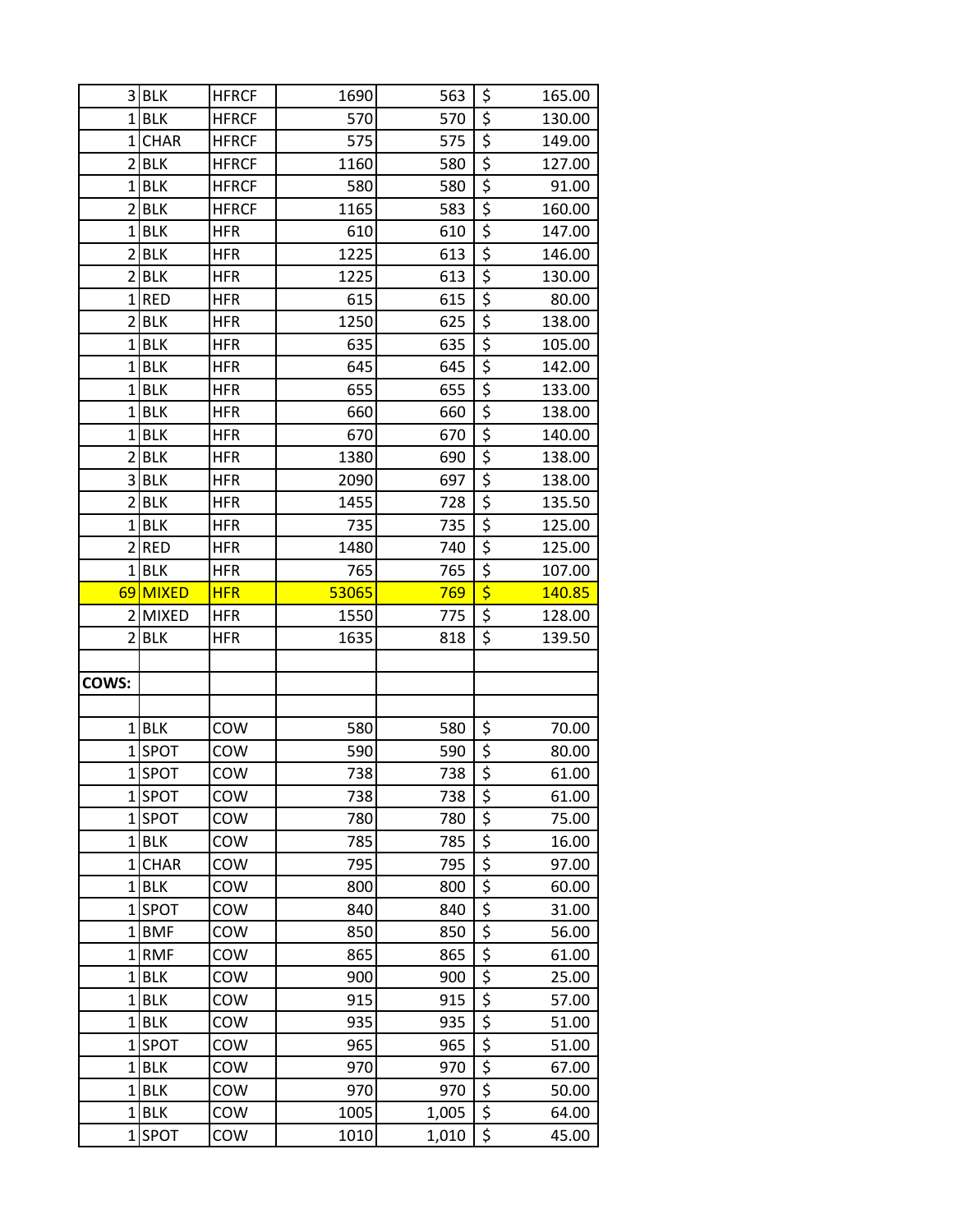| | | | | | |
|---|---|---|---|---|---|
| 3 | BLK | HFRCF | 1690 | 563 | $ 165.00 |
| 1 | BLK | HFRCF | 570 | 570 | $ 130.00 |
| 1 | CHAR | HFRCF | 575 | 575 | $ 149.00 |
| 2 | BLK | HFRCF | 1160 | 580 | $ 127.00 |
| 1 | BLK | HFRCF | 580 | 580 | $ 91.00 |
| 2 | BLK | HFRCF | 1165 | 583 | $ 160.00 |
| 1 | BLK | HFR | 610 | 610 | $ 147.00 |
| 2 | BLK | HFR | 1225 | 613 | $ 146.00 |
| 2 | BLK | HFR | 1225 | 613 | $ 130.00 |
| 1 | RED | HFR | 615 | 615 | $ 80.00 |
| 2 | BLK | HFR | 1250 | 625 | $ 138.00 |
| 1 | BLK | HFR | 635 | 635 | $ 105.00 |
| 1 | BLK | HFR | 645 | 645 | $ 142.00 |
| 1 | BLK | HFR | 655 | 655 | $ 133.00 |
| 1 | BLK | HFR | 660 | 660 | $ 138.00 |
| 1 | BLK | HFR | 670 | 670 | $ 140.00 |
| 2 | BLK | HFR | 1380 | 690 | $ 138.00 |
| 3 | BLK | HFR | 2090 | 697 | $ 138.00 |
| 2 | BLK | HFR | 1455 | 728 | $ 135.50 |
| 1 | BLK | HFR | 735 | 735 | $ 125.00 |
| 2 | RED | HFR | 1480 | 740 | $ 125.00 |
| 1 | BLK | HFR | 765 | 765 | $ 107.00 |
| 69 | MIXED | HFR | 53065 | 769 | $ 140.85 |
| 2 | MIXED | HFR | 1550 | 775 | $ 128.00 |
| 2 | BLK | HFR | 1635 | 818 | $ 139.50 |
| | | | | | |
| **COWS:** | | | | | |
| | | | | | |
| 1 | BLK | COW | 580 | 580 | $ 70.00 |
| 1 | SPOT | COW | 590 | 590 | $ 80.00 |
| 1 | SPOT | COW | 738 | 738 | $ 61.00 |
| 1 | SPOT | COW | 738 | 738 | $ 61.00 |
| 1 | SPOT | COW | 780 | 780 | $ 75.00 |
| 1 | BLK | COW | 785 | 785 | $ 16.00 |
| 1 | CHAR | COW | 795 | 795 | $ 97.00 |
| 1 | BLK | COW | 800 | 800 | $ 60.00 |
| 1 | SPOT | COW | 840 | 840 | $ 31.00 |
| 1 | BMF | COW | 850 | 850 | $ 56.00 |
| 1 | RMF | COW | 865 | 865 | $ 61.00 |
| 1 | BLK | COW | 900 | 900 | $ 25.00 |
| 1 | BLK | COW | 915 | 915 | $ 57.00 |
| 1 | BLK | COW | 935 | 935 | $ 51.00 |
| 1 | SPOT | COW | 965 | 965 | $ 51.00 |
| 1 | BLK | COW | 970 | 970 | $ 67.00 |
| 1 | BLK | COW | 970 | 970 | $ 50.00 |
| 1 | BLK | COW | 1005 | 1,005 | $ 64.00 |
| 1 | SPOT | COW | 1010 | 1,010 | $ 45.00 |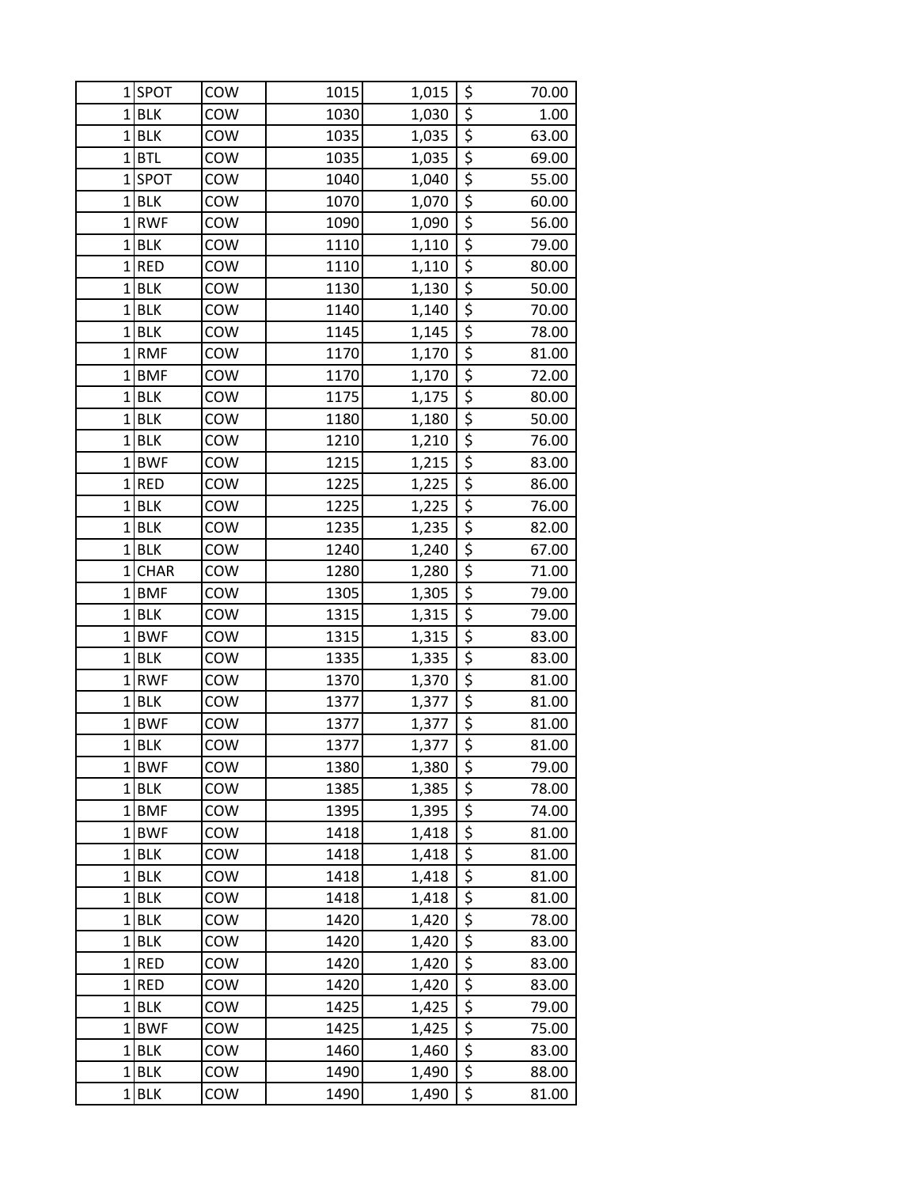| | | | | | |
|---|---|---|---|---|---|
| 1 | SPOT | COW | 1015 | 1,015 | $ 70.00 |
| 1 | BLK | COW | 1030 | 1,030 | $ 1.00 |
| 1 | BLK | COW | 1035 | 1,035 | $ 63.00 |
| 1 | BTL | COW | 1035 | 1,035 | $ 69.00 |
| 1 | SPOT | COW | 1040 | 1,040 | $ 55.00 |
| 1 | BLK | COW | 1070 | 1,070 | $ 60.00 |
| 1 | RWF | COW | 1090 | 1,090 | $ 56.00 |
| 1 | BLK | COW | 1110 | 1,110 | $ 79.00 |
| 1 | RED | COW | 1110 | 1,110 | $ 80.00 |
| 1 | BLK | COW | 1130 | 1,130 | $ 50.00 |
| 1 | BLK | COW | 1140 | 1,140 | $ 70.00 |
| 1 | BLK | COW | 1145 | 1,145 | $ 78.00 |
| 1 | RMF | COW | 1170 | 1,170 | $ 81.00 |
| 1 | BMF | COW | 1170 | 1,170 | $ 72.00 |
| 1 | BLK | COW | 1175 | 1,175 | $ 80.00 |
| 1 | BLK | COW | 1180 | 1,180 | $ 50.00 |
| 1 | BLK | COW | 1210 | 1,210 | $ 76.00 |
| 1 | BWF | COW | 1215 | 1,215 | $ 83.00 |
| 1 | RED | COW | 1225 | 1,225 | $ 86.00 |
| 1 | BLK | COW | 1225 | 1,225 | $ 76.00 |
| 1 | BLK | COW | 1235 | 1,235 | $ 82.00 |
| 1 | BLK | COW | 1240 | 1,240 | $ 67.00 |
| 1 | CHAR | COW | 1280 | 1,280 | $ 71.00 |
| 1 | BMF | COW | 1305 | 1,305 | $ 79.00 |
| 1 | BLK | COW | 1315 | 1,315 | $ 79.00 |
| 1 | BWF | COW | 1315 | 1,315 | $ 83.00 |
| 1 | BLK | COW | 1335 | 1,335 | $ 83.00 |
| 1 | RWF | COW | 1370 | 1,370 | $ 81.00 |
| 1 | BLK | COW | 1377 | 1,377 | $ 81.00 |
| 1 | BWF | COW | 1377 | 1,377 | $ 81.00 |
| 1 | BLK | COW | 1377 | 1,377 | $ 81.00 |
| 1 | BWF | COW | 1380 | 1,380 | $ 79.00 |
| 1 | BLK | COW | 1385 | 1,385 | $ 78.00 |
| 1 | BMF | COW | 1395 | 1,395 | $ 74.00 |
| 1 | BWF | COW | 1418 | 1,418 | $ 81.00 |
| 1 | BLK | COW | 1418 | 1,418 | $ 81.00 |
| 1 | BLK | COW | 1418 | 1,418 | $ 81.00 |
| 1 | BLK | COW | 1418 | 1,418 | $ 81.00 |
| 1 | BLK | COW | 1420 | 1,420 | $ 78.00 |
| 1 | BLK | COW | 1420 | 1,420 | $ 83.00 |
| 1 | RED | COW | 1420 | 1,420 | $ 83.00 |
| 1 | RED | COW | 1420 | 1,420 | $ 83.00 |
| 1 | BLK | COW | 1425 | 1,425 | $ 79.00 |
| 1 | BWF | COW | 1425 | 1,425 | $ 75.00 |
| 1 | BLK | COW | 1460 | 1,460 | $ 83.00 |
| 1 | BLK | COW | 1490 | 1,490 | $ 88.00 |
| 1 | BLK | COW | 1490 | 1,490 | $ 81.00 |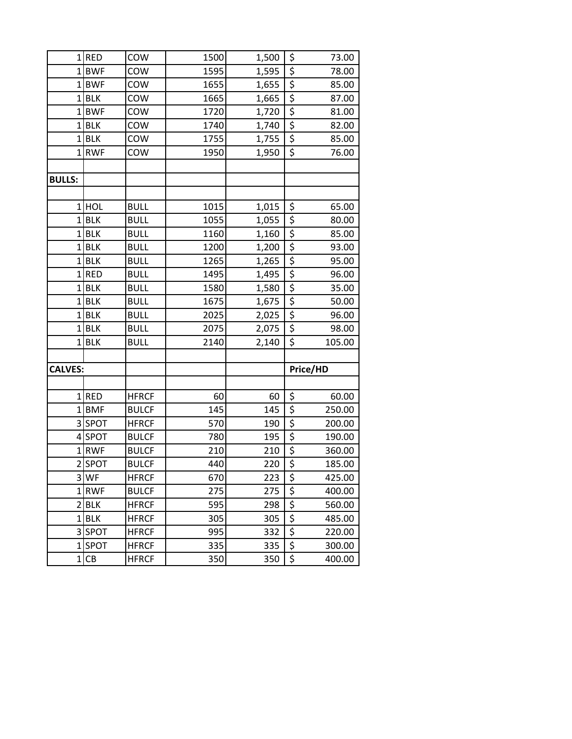| | | | | | |
|---|---|---|---|---|---|
| 1 | RED | COW | 1500 | 1,500 | $ 73.00 |
| 1 | BWF | COW | 1595 | 1,595 | $ 78.00 |
| 1 | BWF | COW | 1655 | 1,655 | $ 85.00 |
| 1 | BLK | COW | 1665 | 1,665 | $ 87.00 |
| 1 | BWF | COW | 1720 | 1,720 | $ 81.00 |
| 1 | BLK | COW | 1740 | 1,740 | $ 82.00 |
| 1 | BLK | COW | 1755 | 1,755 | $ 85.00 |
| 1 | RWF | COW | 1950 | 1,950 | $ 76.00 |
| | | | | | |
| **BULLS:** | | | | | |
| | | | | | |
| 1 | HOL | BULL | 1015 | 1,015 | $ 65.00 |
| 1 | BLK | BULL | 1055 | 1,055 | $ 80.00 |
| 1 | BLK | BULL | 1160 | 1,160 | $ 85.00 |
| 1 | BLK | BULL | 1200 | 1,200 | $ 93.00 |
| 1 | BLK | BULL | 1265 | 1,265 | $ 95.00 |
| 1 | RED | BULL | 1495 | 1,495 | $ 96.00 |
| 1 | BLK | BULL | 1580 | 1,580 | $ 35.00 |
| 1 | BLK | BULL | 1675 | 1,675 | $ 50.00 |
| 1 | BLK | BULL | 2025 | 2,025 | $ 96.00 |
| 1 | BLK | BULL | 2075 | 2,075 | $ 98.00 |
| 1 | BLK | BULL | 2140 | 2,140 | $ 105.00 |
| | | | | | |
| **CALVES:** | | | | | **Price/HD** |
| | | | | | |
| 1 | RED | HFRCF | 60 | 60 | $ 60.00 |
| 1 | BMF | BULCF | 145 | 145 | $ 250.00 |
| 3 | SPOT | HFRCF | 570 | 190 | $ 200.00 |
| 4 | SPOT | BULCF | 780 | 195 | $ 190.00 |
| 1 | RWF | BULCF | 210 | 210 | $ 360.00 |
| 2 | SPOT | BULCF | 440 | 220 | $ 185.00 |
| 3 | WF | HFRCF | 670 | 223 | $ 425.00 |
| 1 | RWF | BULCF | 275 | 275 | $ 400.00 |
| 2 | BLK | HFRCF | 595 | 298 | $ 560.00 |
| 1 | BLK | HFRCF | 305 | 305 | $ 485.00 |
| 3 | SPOT | HFRCF | 995 | 332 | $ 220.00 |
| 1 | SPOT | HFRCF | 335 | 335 | $ 300.00 |
| 1 | CB | HFRCF | 350 | 350 | $ 400.00 |